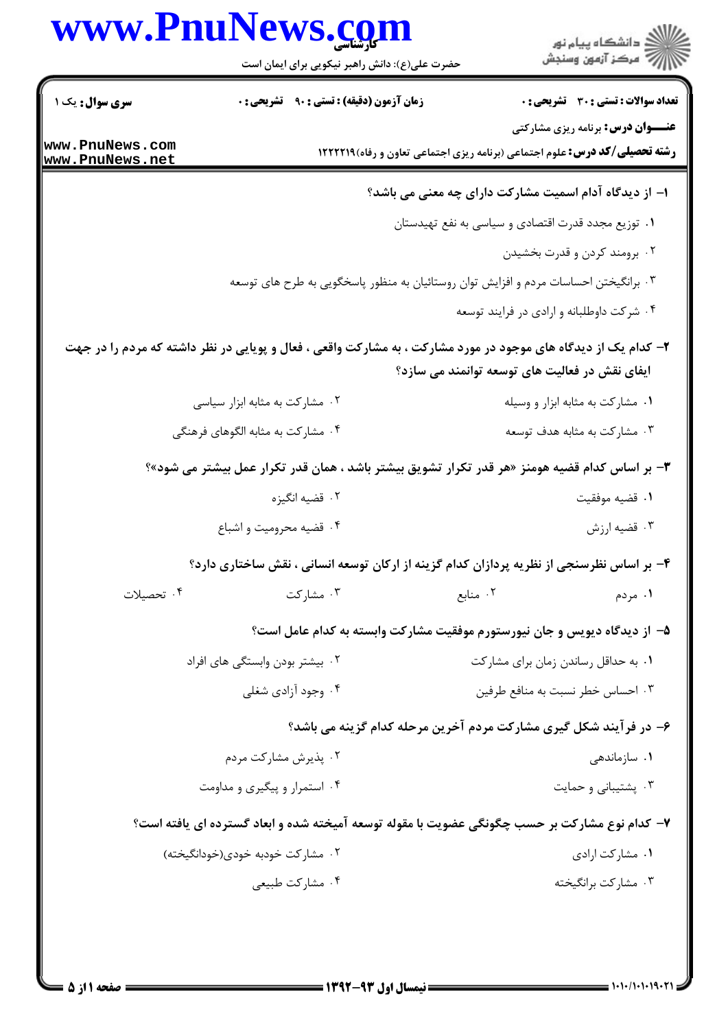**سری سوال:** یک ۱ | **زمان آزمون (دقیقه) : تستی : ۹۰ تشریحی : ۰** | **تعداد سوالات : تستی : ۳۰ تشریحی : ۰**

**عنـــوان درس:** برنامه ریزی مشارکتی

**رشته تحصیلی/کد درس:** علوم اجتماعی (برنامه ریزی اجتماعی تعاون و رفاه)۱۲۲۲۲۱۹

**۱- از دیدگاه آدام اسمیت مشارکت دارای چه معنی می باشد؟**

۱. توزیع مجدد قدرت اقتصادی و سیاسی به نفع تهیدستان

۲. برومند کردن و قدرت بخشیدن

۳. برانگیختن احساسات مردم و افزایش توان روستائیان به منظور پاسخگویی به طرح های توسعه

۴. شرکت داوطلبانه و ارادی در فرایند توسعه

**۲- کدام یک از دیدگاه های موجود در مورد مشارکت ، به مشارکت واقعی ، فعال و پویایی در نظر داشته که مردم را در جهت ایفای نقش در فعالیت های توسعه توانمند می سازد؟**

۱. مشارکت به مثابه ابزار و وسیله

۲. مشارکت به مثابه ابزار سیاسی

۳. مشارکت به مثابه هدف توسعه

۴. مشارکت به مثابه الگوهای فرهنگی

**۳- بر اساس کدام قضیه هومنز «هر قدر تکرار تشویق بیشتر باشد ، همان قدر تکرار عمل بیشتر می شود»؟**

۱. قضیه موفقیت

۲. قضیه انگیزه

۳. قضیه ارزش

۴. قضیه محرومیت و اشباع

**۴- بر اساس نظرسنجی از نظریه پردازان کدام گزینه از ارکان توسعه انسانی ، نقش ساختاری دارد؟**

۱. مردم

۲. منابع

۳. مشارکت

۴. تحصیلات

**۵- از دیدگاه دیویس و جان نیورستورم موفقیت مشارکت وابسته به کدام عامل است؟**

۱. به حداقل رساندن زمان برای مشارکت

۲. بیشتر بودن وابستگی های افراد

۳. احساس خطر نسبت به منافع طرفین

۴. وجود آزادی شغلی

**۶- در فرآیند شکل گیری مشارکت مردم آخرین مرحله کدام گزینه می باشد؟**

۱. سازماندهی

۲. پذیرش مشارکت مردم

۳. پشتیبانی و حمایت

۴. استمرار و پیگیری و مداومت

**۷- کدام نوع مشارکت بر حسب چگونگی عضویت با مقوله توسعه آمیخته شده و ابعاد گسترده ای یافته است؟**

۱. مشارکت ارادی

۲. مشارکت خودبه خودی(خودانگیخته)

۳. مشارکت برانگیخته

۴. مشارکت طبیعی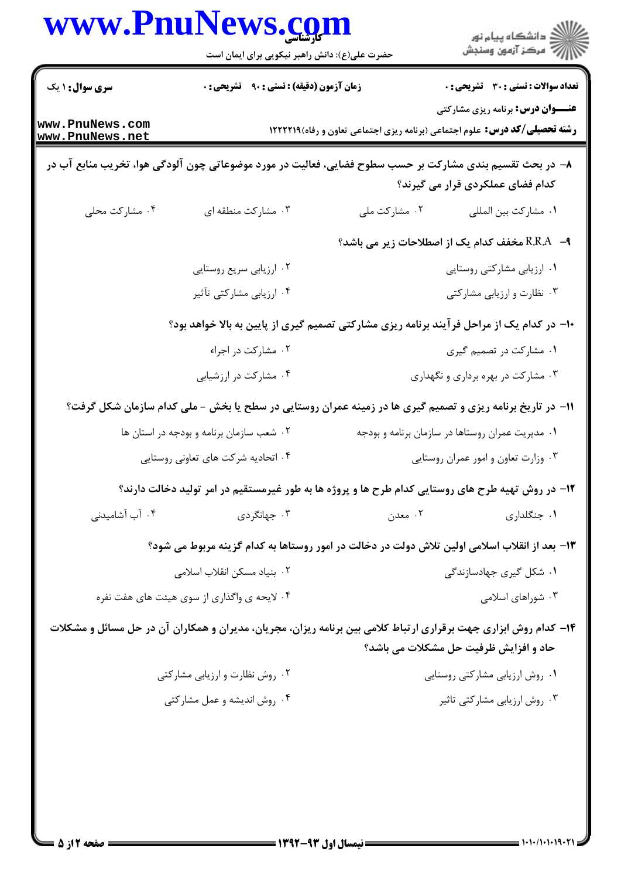۸- در بحث تقسیم بندی مشارکت بر حسب سطوح فضایی، فعالیت در مورد موضوعاتی چون آلودگی هوا، تخریب منابع آب در کدام فضای عملکردی قرار می گیرند؟

۱. مشارکت بین المللی
۲. مشارکت ملی
۳. مشارکت منطقه ای
۴. مشارکت محلی

۹- R.R.A مخفف کدام یک از اصطلاحات زیر می باشد؟

۱. ارزیابی مشارکتی روستایی
۲. ارزیابی سریع روستایی
۳. نظارت و ارزیابی مشارکتی
۴. ارزیابی مشارکتی تأثیر

۱۰- در کدام یک از مراحل فرآیند برنامه ریزی مشارکتی تصمیم گیری از پایین به بالا خواهد بود؟

۱. مشارکت در تصمیم گیری
۲. مشارکت در اجراء
۳. مشارکت در بهره برداری و نگهداری
۴. مشارکت در ارزشیابی

۱۱- در تاریخ برنامه ریزی و تصمیم گیری ها در زمینه عمران روستایی در سطح یا بخش - ملی کدام سازمان شکل گرفت؟

۱. مدیریت عمران روستاها در سازمان برنامه و بودجه
۲. شعب سازمان برنامه و بودجه در استان ها
۳. وزارت تعاون و امور عمران روستایی
۴. اتحادیه شرکت های تعاونی روستایی

۱۲- در روش تهیه طرح های روستایی کدام طرح ها و پروژه ها به طور غیرمستقیم در امر تولید دخالت دارند؟

۱. جنگلداری
۲. معدن
۳. جهانگردی
۴. آب آشامیدنی

۱۳- بعد از انقلاب اسلامی اولین تلاش دولت در دخالت در امور روستاها به کدام گزینه مربوط می شود؟

۱. شکل گیری جهادسازندگی
۲. بنیاد مسکن انقلاب اسلامی
۳. شوراهای اسلامی
۴. لایحه ی واگذاری از سوی هیئت های هفت نفره

۱۴- کدام روش ابزاری جهت برقراری ارتباط کلامی بین برنامه ریزان، مجریان، مدیران و همکاران آن در حل مسائل و مشکلات حاد و افزایش ظرفیت حل مشکلات می باشد؟

۱. روش ارزیابی مشارکتی روستایی
۲. روش نظارت و ارزیابی مشارکتی
۳. روش ارزیابی مشارکتی تاثیر
۴. روش اندیشه و عمل مشارکتی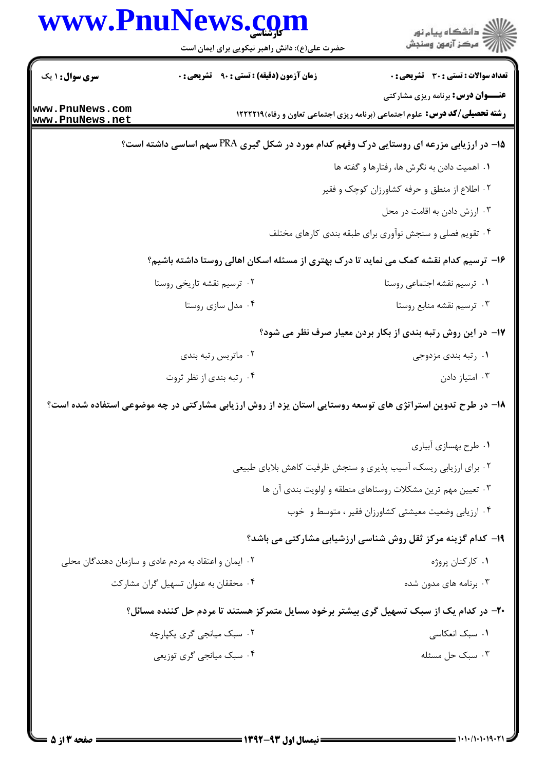۱۵- در ارزیابی مزرعه ای روستایی درک وفهم کدام مورد در شکل گیری PRA سهم اساسی داشته است؟

۱. اهمیت دادن به نگرش ها، رفتارها و گفته ها

۲. اطلاع از منطق و حرفه کشاورزان کوچک و فقیر

۳. ارزش دادن به اقامت در محل

۴. تقویم فصلی و سنجش نوآوری برای طبقه بندی کارهای مختلف

۱۶- ترسیم کدام نقشه کمک می نماید تا درک بهتری از مسئله اسکان اهالی روستا داشته باشیم؟

۱. ترسیم نقشه اجتماعی روستا

۲. ترسیم نقشه تاریخی روستا

۳. ترسیم نقشه منابع روستا

۴. مدل سازی روستا

۱۷- در این روش رتبه بندی از بکار بردن معیار صرف نظر می شود؟

۱. رتبه بندی مزدوجی

۲. ماتریس رتبه بندی

۳. امتیاز دادن

۴. رتبه بندی از نظر ثروت

۱۸- در طرح تدوین استراتژی های توسعه روستایی استان یزد از روش ارزیابی مشارکتی در چه موضوعی استفاده شده است؟

۱. طرح بهسازی آبیاری

۲. برای ارزیابی ریسک، آسیب پذیری و سنجش ظرفیت کاهش بلایای طبیعی

۳. تعیین مهم ترین مشکلات روستاهای منطقه و اولویت بندی آن ها

۴. ارزیابی وضعیت معیشتی کشاورزان فقیر ، متوسط و خوب

۱۹- کدام گزینه مرکز ثقل روش شناسی ارزشیابی مشارکتی می باشد؟

۱. کارکنان پروژه

۲. ایمان و اعتقاد به مردم عادی و سازمان دهندگان محلی

۳. برنامه های مدون شده

۴. محققان به عنوان تسهیل گران مشارکت

۲۰- در کدام یک از سبک تسهیل گری بیشتر برخود مسایل متمرکز هستند تا مردم حل کننده مسائل؟

۱. سبک انعکاسی

۲. سبک میانجی گری یکپارچه

۳. سبک حل مسئله

۴. سبک میانجی گری توزیعی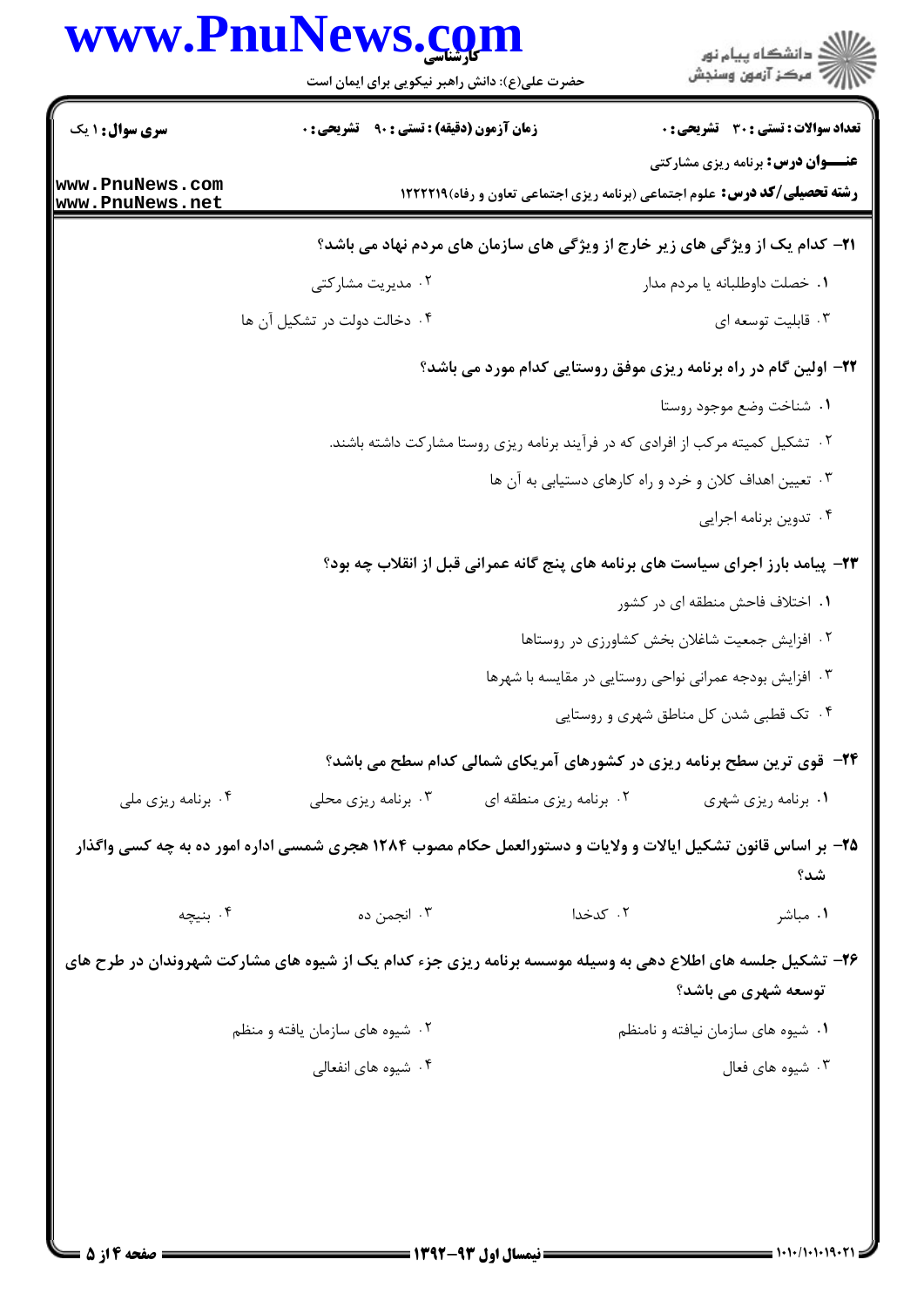**۲۱- کدام یک از ویژگی های زیر خارج از ویژگی های سازمان های مردم نهاد می باشد؟**

۱. خصلت داوطلبانه یا مردم مدار

۲. مدیریت مشارکتی

۳. قابلیت توسعه ای

۴. دخالت دولت در تشکیل آن ها

**۲۲- اولین گام در راه برنامه ریزی موفق روستایی کدام مورد می باشد؟**

۱. شناخت وضع موجود روستا

۲. تشکیل کمیته مرکب از افرادی که در فرآیند برنامه ریزی روستا مشارکت داشته باشند.

۳. تعیین اهداف کلان و خرد و راه کارهای دستیابی به آن ها

۴. تدوین برنامه اجرایی

**۲۳- پیامد بارز اجرای سیاست های برنامه های پنج گانه عمرانی قبل از انقلاب چه بود؟**

۱. اختلاف فاحش منطقه ای در کشور

۲. افزایش جمعیت شاغلان بخش کشاورزی در روستاها

۳. افزایش بودجه عمرانی نواحی روستایی در مقایسه با شهرها

۴. تک قطبی شدن کل مناطق شهری و روستایی

**۲۴- قوی ترین سطح برنامه ریزی در کشورهای آمریکای شمالی کدام سطح می باشد؟**

۱. برنامه ریزی شهری

۲. برنامه ریزی منطقه ای

۳. برنامه ریزی محلی

۴. برنامه ریزی ملی

**۲۵- بر اساس قانون تشکیل ایالات و ولایات و دستورالعمل حکام مصوب ۱۲۸۴ هجری شمسی اداره امور ده به چه کسی واگذار شد؟**

۱. مباشر

۲. کدخدا

۳. انجمن ده

۴. بنیچه

**۲۶- تشکیل جلسه های اطلاع دهی به وسیله موسسه برنامه ریزی جزء کدام یک از شیوه های مشارکت شهروندان در طرح های توسعه شهری می باشد؟**

۱. شیوه های سازمان نیافته و نامنظم

۲. شیوه های سازمان یافته و منظم

۳. شیوه های فعال

۴. شیوه های انفعالی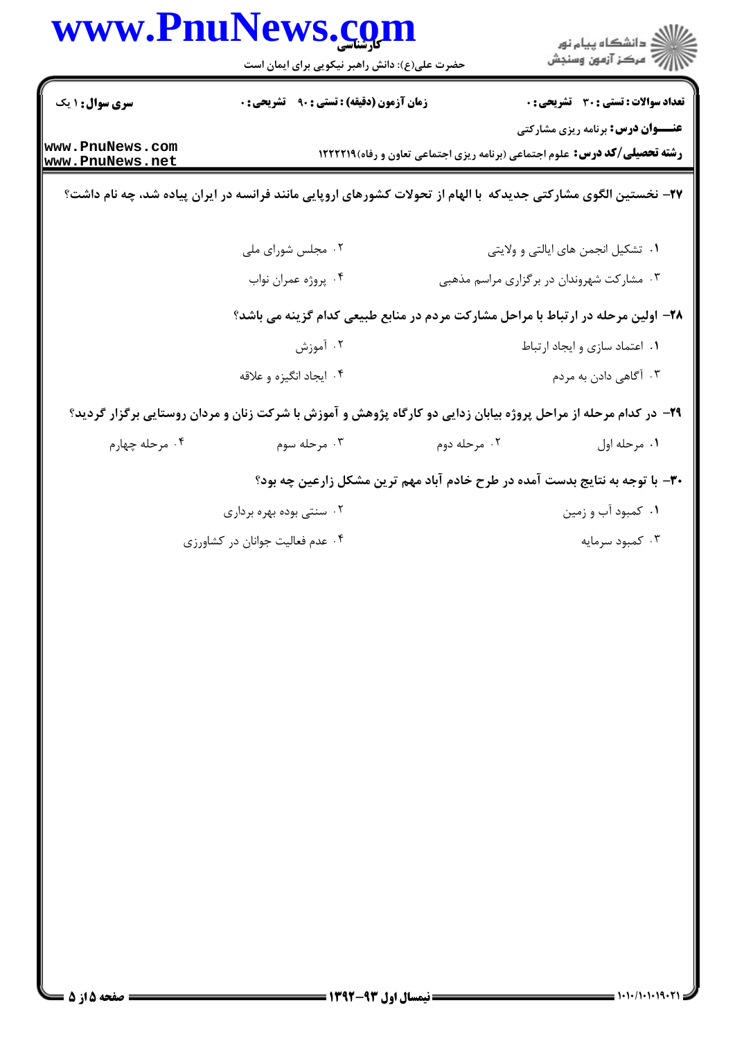**۲۷-** نخستین الگوی مشارکتی جدیدکه با الهام از تحولات کشورهای اروپایی مانند فرانسه در ایران پیاده شد، چه نام داشت؟

۱. تشکیل انجمن های ایالتی و ولایتی

۲. مجلس شورای ملی

۳. مشارکت شهروندان در برگزاری مراسم مذهبی

۴. پروژه عمران نواب

**۲۸-** اولین مرحله در ارتباط با مراحل مشارکت مردم در منابع طبیعی کدام گزینه می باشد؟

۱. اعتماد سازی و ایجاد ارتباط

۲. آموزش

۳. آگاهی دادن به مردم

۴. ایجاد انگیزه و علاقه

**۲۹-** در کدام مرحله از مراحل پروژه بیابان زدایی دو کارگاه پژوهش و آموزش با شرکت زنان و مردان روستایی برگزار گردید؟

۱. مرحله اول

۲. مرحله دوم

۳. مرحله سوم

۴. مرحله چهارم

**۳۰-** با توجه به نتایج بدست آمده در طرح خادم آباد مهم ترین مشکل زارعین چه بود؟

۱. کمبود آب و زمین

۲. سنتی بوده بهره برداری

۳. کمبود سرمایه

۴. عدم فعالیت جوانان در کشاورزی